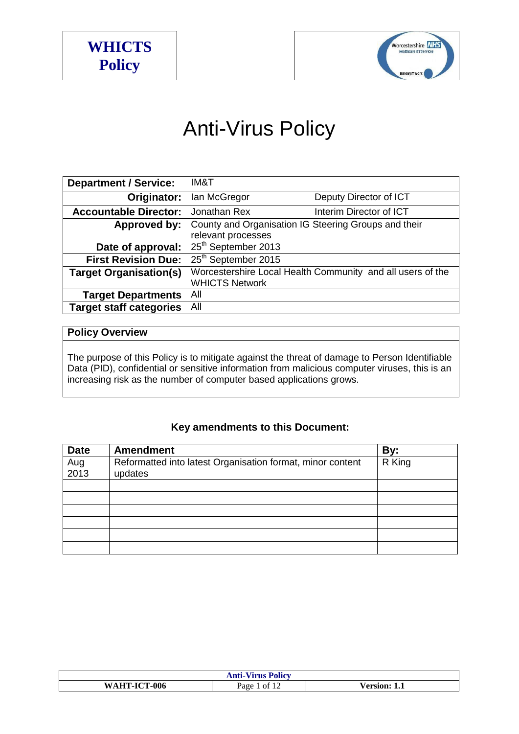**WHICTS Policy**

# Anti-Virus Policy

| | | |
|---|---|---|
| **Department / Service:** | IM&T | |
| **Originator:** | Ian McGregor | Deputy Director of ICT |
| **Accountable Director:** | Jonathan Rex | Interim Director of ICT |
| **Approved by:** | County and Organisation IG Steering Groups and their relevant processes | |
| **Date of approval:** | 25th September 2013 | |
| **First Revision Due:** | 25th September 2015 | |
| **Target Organisation(s)** | Worcestershire Local Health Community and all users of the WHICTS Network | |
| **Target Departments** | All | |
| **Target staff categories** | All | |

## Policy Overview

The purpose of this Policy is to mitigate against the threat of damage to Person Identifiable Data (PID), confidential or sensitive information from malicious computer viruses, this is an increasing risk as the number of computer based applications grows.

### Key amendments to this Document:

| Date | Amendment | By: |
|---|---|---|
| Aug 2013 | Reformatted into latest Organisation format, minor content updates | R King |
| | | |
| | | |
| | | |
| | | |
| | | |
| | | |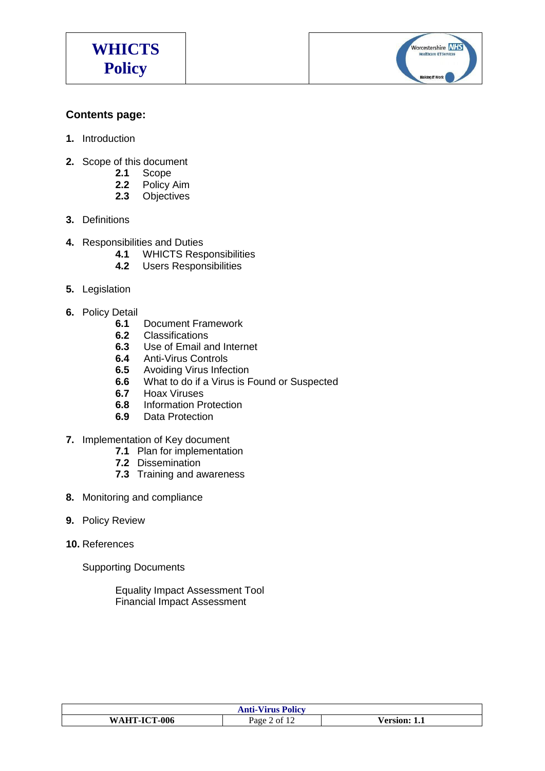## Contents page:

1. Introduction

2. Scope of this document
   - **2.1** Scope
   - **2.2** Policy Aim
   - **2.3** Objectives

3. Definitions

4. Responsibilities and Duties
   - **4.1** WHICTS Responsibilities
   - **4.2** Users Responsibilities

5. Legislation

6. Policy Detail
   - **6.1** Document Framework
   - **6.2** Classifications
   - **6.3** Use of Email and Internet
   - **6.4** Anti-Virus Controls
   - **6.5** Avoiding Virus Infection
   - **6.6** What to do if a Virus is Found or Suspected
   - **6.7** Hoax Viruses
   - **6.8** Information Protection
   - **6.9** Data Protection

7. Implementation of Key document
   - **7.1** Plan for implementation
   - **7.2** Dissemination
   - **7.3** Training and awareness

8. Monitoring and compliance

9. Policy Review

10. References

Supporting Documents

Equality Impact Assessment Tool
Financial Impact Assessment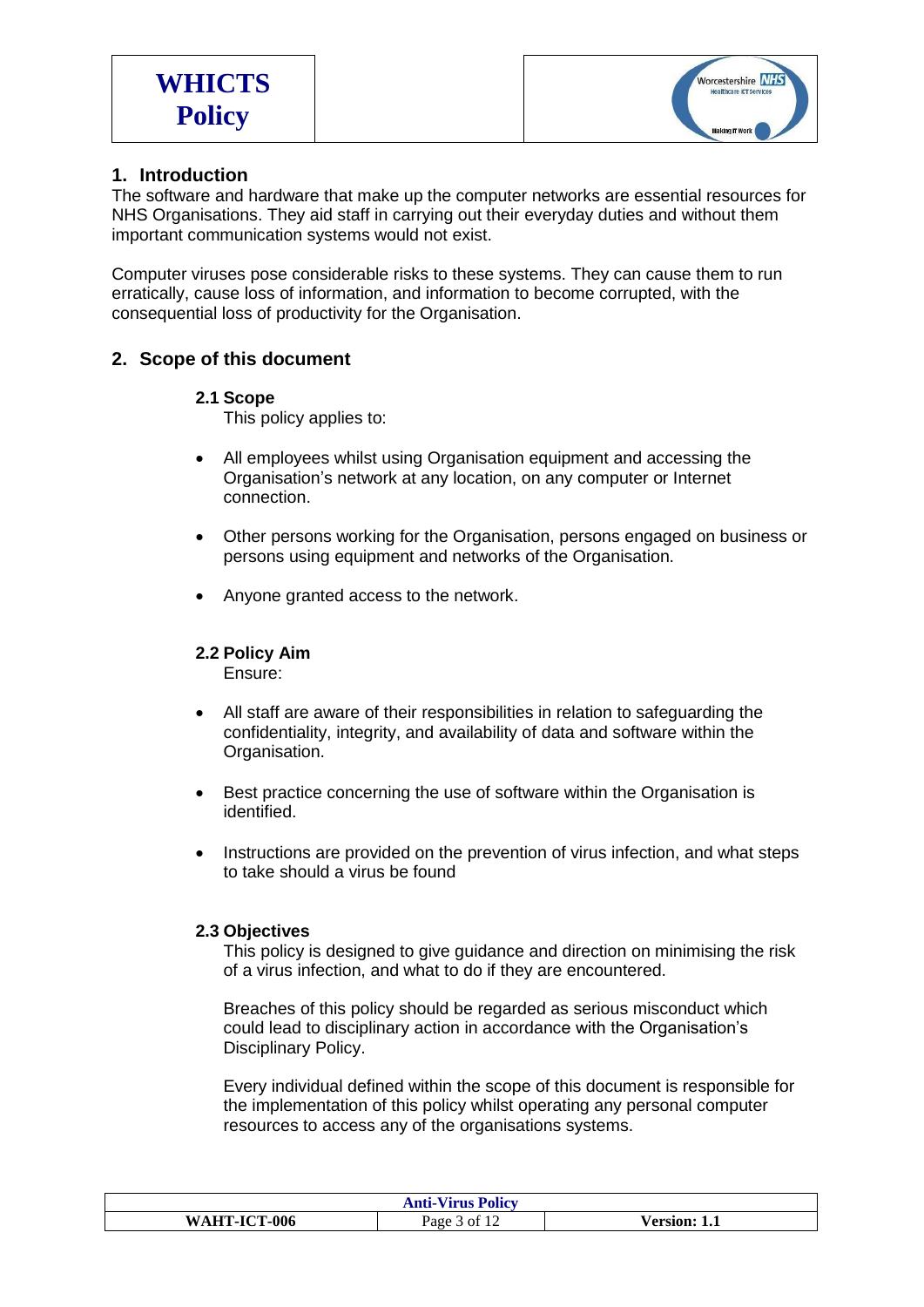## 1. Introduction

The software and hardware that make up the computer networks are essential resources for NHS Organisations. They aid staff in carrying out their everyday duties and without them important communication systems would not exist.

Computer viruses pose considerable risks to these systems. They can cause them to run erratically, cause loss of information, and information to become corrupted, with the consequential loss of productivity for the Organisation.

## 2. Scope of this document

### 2.1 Scope

This policy applies to:

- All employees whilst using Organisation equipment and accessing the Organisation's network at any location, on any computer or Internet connection.
- Other persons working for the Organisation, persons engaged on business or persons using equipment and networks of the Organisation.
- Anyone granted access to the network.

### 2.2 Policy Aim

Ensure:

- All staff are aware of their responsibilities in relation to safeguarding the confidentiality, integrity, and availability of data and software within the Organisation.
- Best practice concerning the use of software within the Organisation is identified.
- Instructions are provided on the prevention of virus infection, and what steps to take should a virus be found

### 2.3 Objectives

This policy is designed to give guidance and direction on minimising the risk of a virus infection, and what to do if they are encountered.

Breaches of this policy should be regarded as serious misconduct which could lead to disciplinary action in accordance with the Organisation's Disciplinary Policy.

Every individual defined within the scope of this document is responsible for the implementation of this policy whilst operating any personal computer resources to access any of the organisations systems.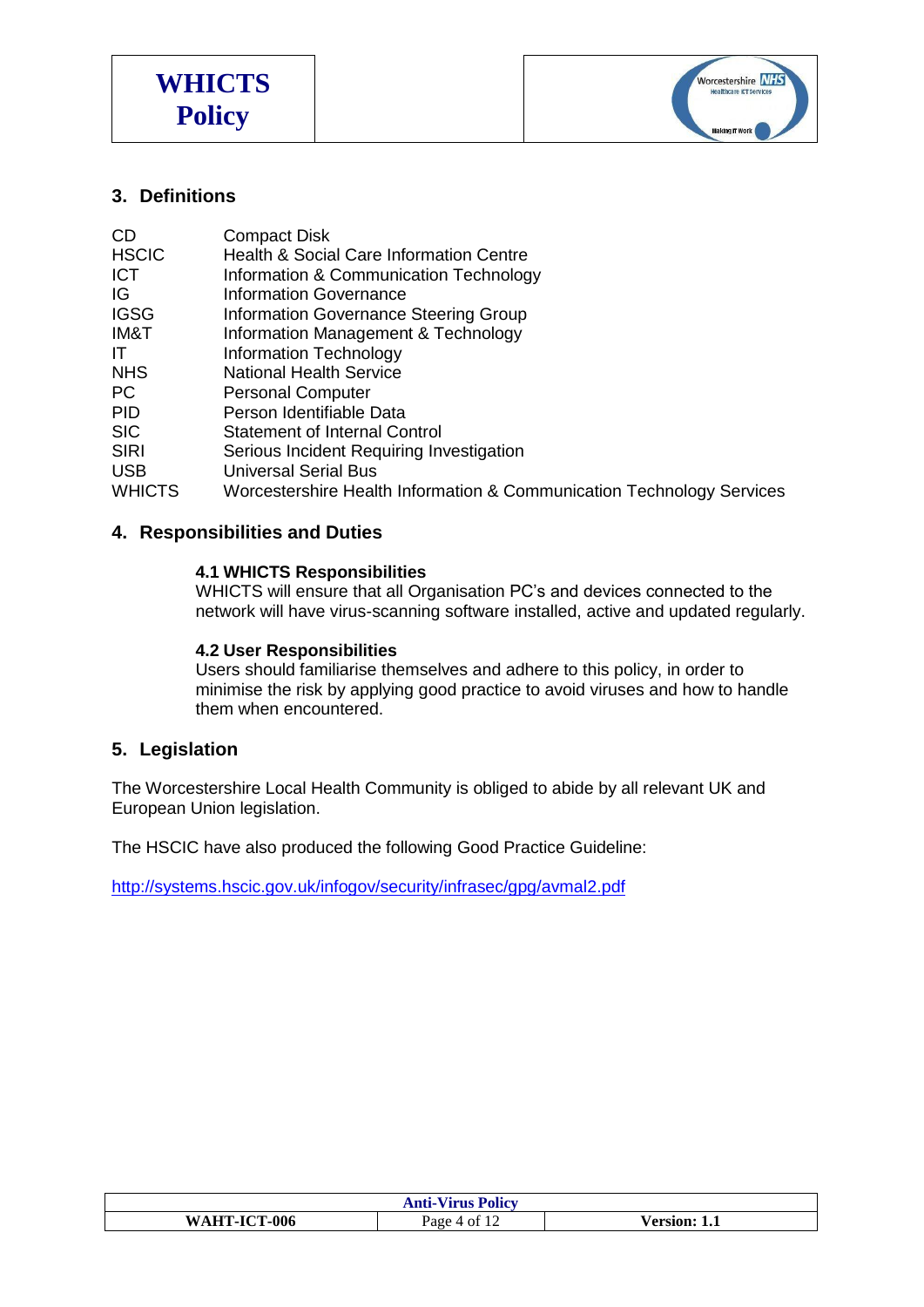## 3. Definitions

| | |
|---|---|
| CD | Compact Disk |
| HSCIC | Health & Social Care Information Centre |
| ICT | Information & Communication Technology |
| IG | Information Governance |
| IGSG | Information Governance Steering Group |
| IM&T | Information Management & Technology |
| IT | Information Technology |
| NHS | National Health Service |
| PC | Personal Computer |
| PID | Person Identifiable Data |
| SIC | Statement of Internal Control |
| SIRI | Serious Incident Requiring Investigation |
| USB | Universal Serial Bus |
| WHICTS | Worcestershire Health Information & Communication Technology Services |

## 4. Responsibilities and Duties

### 4.1 WHICTS Responsibilities

WHICTS will ensure that all Organisation PC's and devices connected to the network will have virus-scanning software installed, active and updated regularly.

### 4.2 User Responsibilities

Users should familiarise themselves and adhere to this policy, in order to minimise the risk by applying good practice to avoid viruses and how to handle them when encountered.

## 5. Legislation

The Worcestershire Local Health Community is obliged to abide by all relevant UK and European Union legislation.

The HSCIC have also produced the following Good Practice Guideline:

http://systems.hscic.gov.uk/infogov/security/infrasec/gpg/avmal2.pdf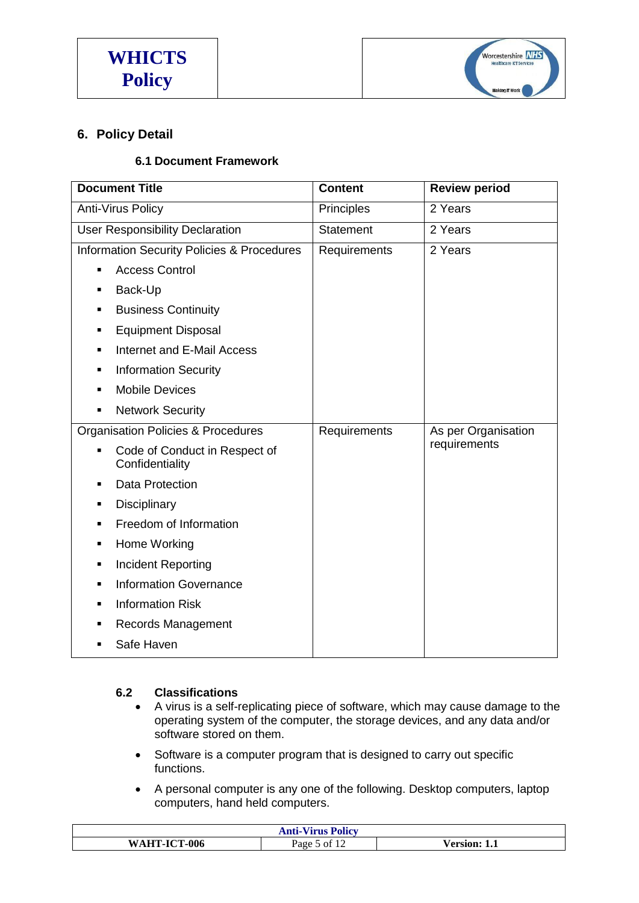## 6. Policy Detail

### 6.1 Document Framework

| Document Title | Content | Review period |
|---|---|---|
| Anti-Virus Policy | Principles | 2 Years |
| User Responsibility Declaration | Statement | 2 Years |
| Information Security Policies & Procedures<br>▪ Access Control<br>▪ Back-Up<br>▪ Business Continuity<br>▪ Equipment Disposal<br>▪ Internet and E-Mail Access<br>▪ Information Security<br>▪ Mobile Devices<br>▪ Network Security | Requirements | 2 Years |
| Organisation Policies & Procedures<br>▪ Code of Conduct in Respect of Confidentiality<br>▪ Data Protection<br>▪ Disciplinary<br>▪ Freedom of Information<br>▪ Home Working<br>▪ Incident Reporting<br>▪ Information Governance<br>▪ Information Risk<br>▪ Records Management<br>▪ Safe Haven | Requirements | As per Organisation requirements |

### 6.2 Classifications

- A virus is a self-replicating piece of software, which may cause damage to the operating system of the computer, the storage devices, and any data and/or software stored on them.
- Software is a computer program that is designed to carry out specific functions.
- A personal computer is any one of the following. Desktop computers, laptop computers, hand held computers.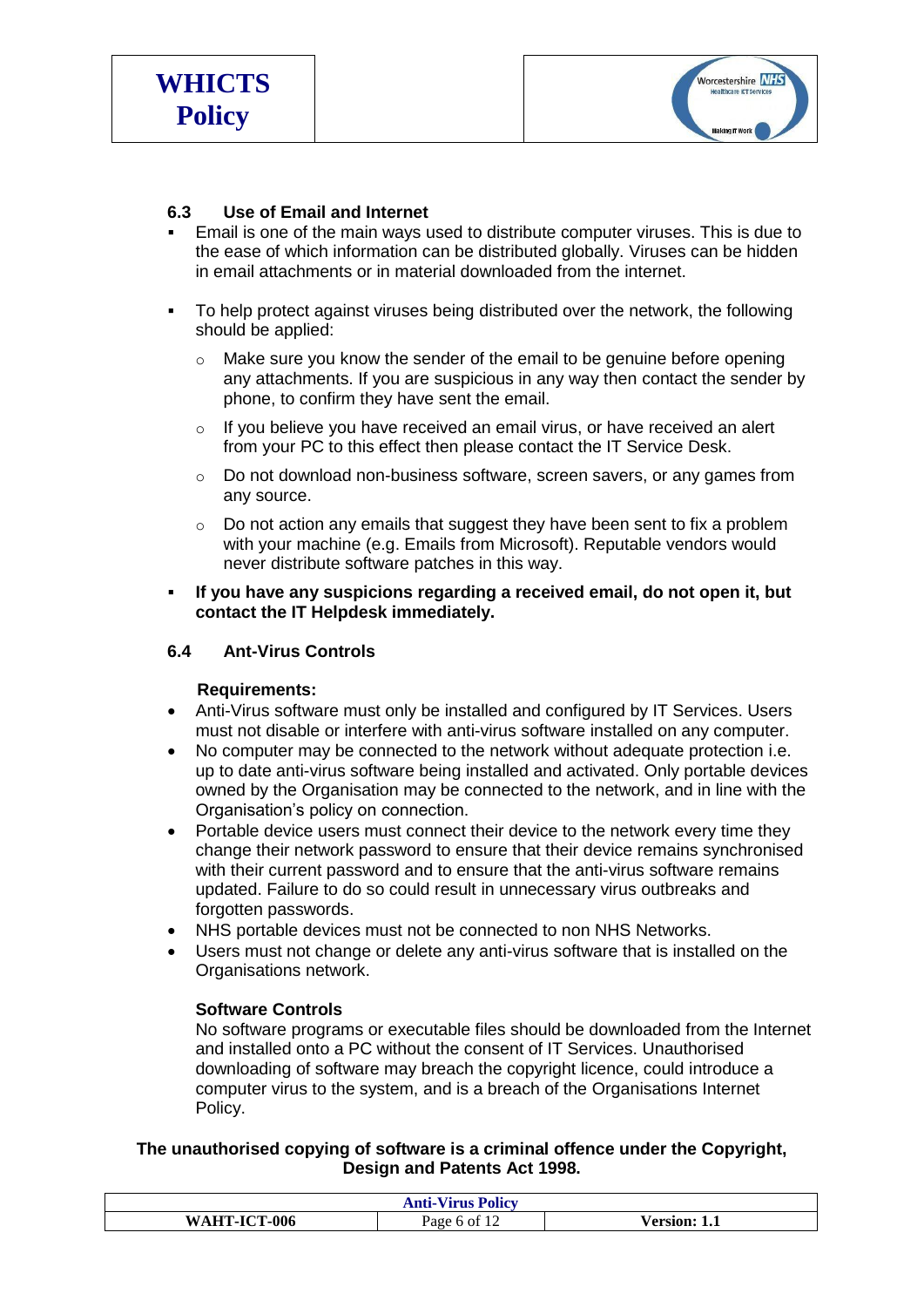### 6.3 Use of Email and Internet

- Email is one of the main ways used to distribute computer viruses. This is due to the ease of which information can be distributed globally. Viruses can be hidden in email attachments or in material downloaded from the internet.

- To help protect against viruses being distributed over the network, the following should be applied:

  - Make sure you know the sender of the email to be genuine before opening any attachments. If you are suspicious in any way then contact the sender by phone, to confirm they have sent the email.

  - If you believe you have received an email virus, or have received an alert from your PC to this effect then please contact the IT Service Desk.

  - Do not download non-business software, screen savers, or any games from any source.

  - Do not action any emails that suggest they have been sent to fix a problem with your machine (e.g. Emails from Microsoft). Reputable vendors would never distribute software patches in this way.

- **If you have any suspicions regarding a received email, do not open it, but contact the IT Helpdesk immediately.**

### 6.4 Ant-Virus Controls

**Requirements:**

- Anti-Virus software must only be installed and configured by IT Services. Users must not disable or interfere with anti-virus software installed on any computer.
- No computer may be connected to the network without adequate protection i.e. up to date anti-virus software being installed and activated. Only portable devices owned by the Organisation may be connected to the network, and in line with the Organisation's policy on connection.
- Portable device users must connect their device to the network every time they change their network password to ensure that their device remains synchronised with their current password and to ensure that the anti-virus software remains updated. Failure to do so could result in unnecessary virus outbreaks and forgotten passwords.
- NHS portable devices must not be connected to non NHS Networks.
- Users must not change or delete any anti-virus software that is installed on the Organisations network.

**Software Controls**

No software programs or executable files should be downloaded from the Internet and installed onto a PC without the consent of IT Services. Unauthorised downloading of software may breach the copyright licence, could introduce a computer virus to the system, and is a breach of the Organisations Internet Policy.

**The unauthorised copying of software is a criminal offence under the Copyright, Design and Patents Act 1998.**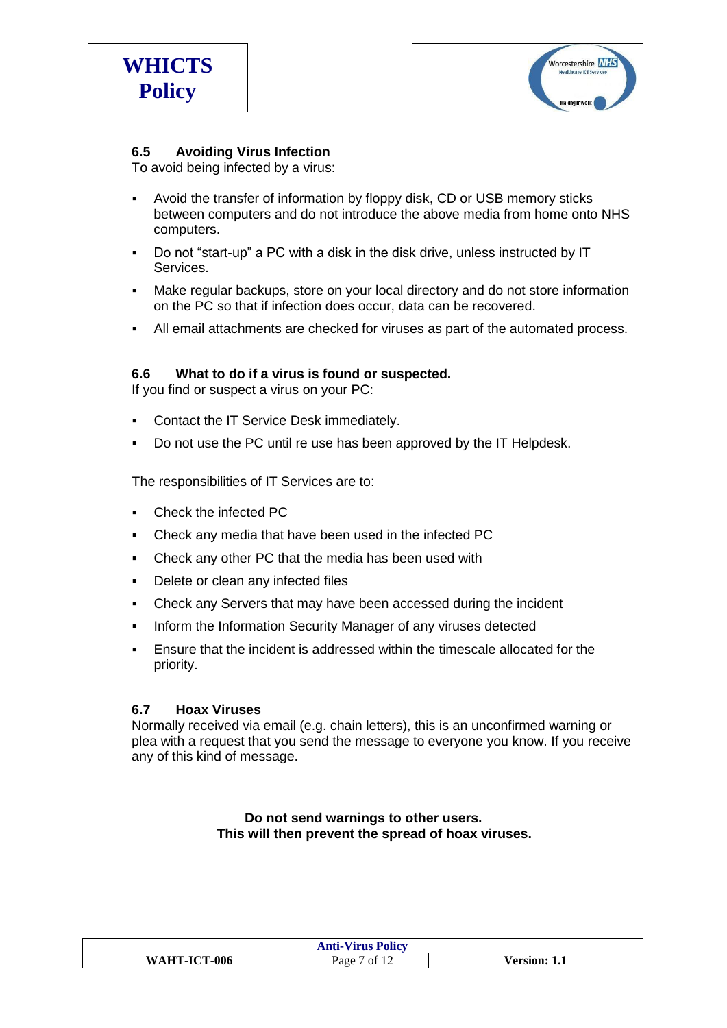### 6.5 Avoiding Virus Infection

To avoid being infected by a virus:

- Avoid the transfer of information by floppy disk, CD or USB memory sticks between computers and do not introduce the above media from home onto NHS computers.
- Do not "start-up" a PC with a disk in the disk drive, unless instructed by IT Services.
- Make regular backups, store on your local directory and do not store information on the PC so that if infection does occur, data can be recovered.
- All email attachments are checked for viruses as part of the automated process.

### 6.6 What to do if a virus is found or suspected.

If you find or suspect a virus on your PC:

- Contact the IT Service Desk immediately.
- Do not use the PC until re use has been approved by the IT Helpdesk.

The responsibilities of IT Services are to:

- Check the infected PC
- Check any media that have been used in the infected PC
- Check any other PC that the media has been used with
- Delete or clean any infected files
- Check any Servers that may have been accessed during the incident
- Inform the Information Security Manager of any viruses detected
- Ensure that the incident is addressed within the timescale allocated for the priority.

### 6.7 Hoax Viruses

Normally received via email (e.g. chain letters), this is an unconfirmed warning or plea with a request that you send the message to everyone you know. If you receive any of this kind of message.

**Do not send warnings to other users.**
**This will then prevent the spread of hoax viruses.**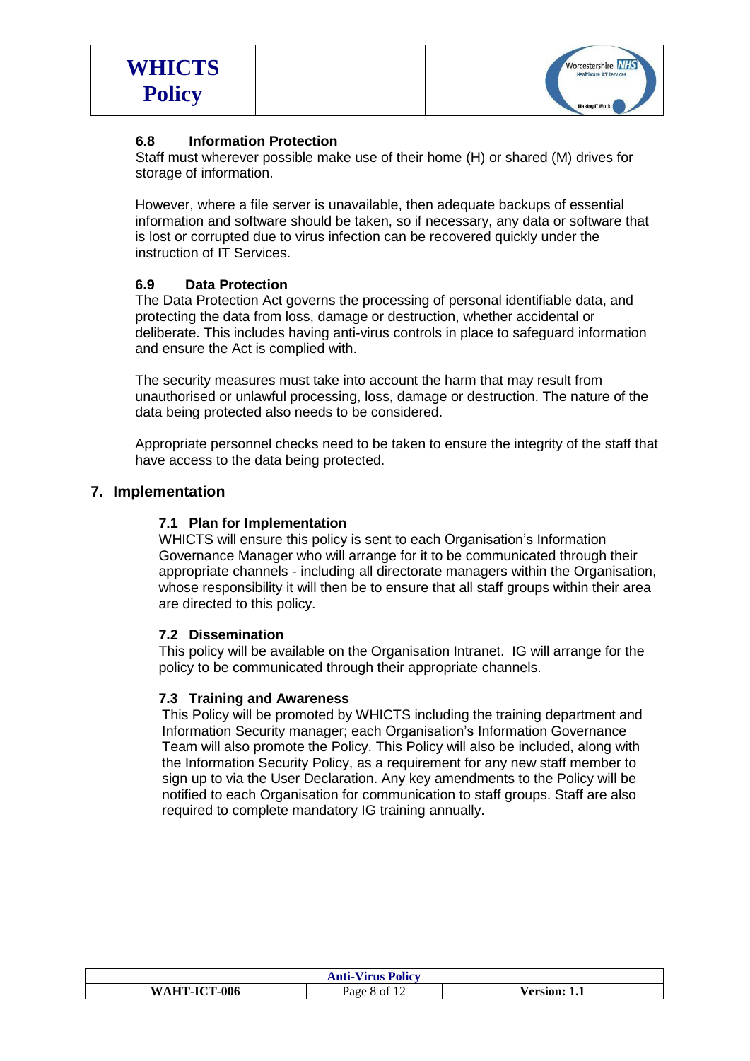### 6.8 Information Protection

Staff must wherever possible make use of their home (H) or shared (M) drives for storage of information.

However, where a file server is unavailable, then adequate backups of essential information and software should be taken, so if necessary, any data or software that is lost or corrupted due to virus infection can be recovered quickly under the instruction of IT Services.

### 6.9 Data Protection

The Data Protection Act governs the processing of personal identifiable data, and protecting the data from loss, damage or destruction, whether accidental or deliberate. This includes having anti-virus controls in place to safeguard information and ensure the Act is complied with.

The security measures must take into account the harm that may result from unauthorised or unlawful processing, loss, damage or destruction. The nature of the data being protected also needs to be considered.

Appropriate personnel checks need to be taken to ensure the integrity of the staff that have access to the data being protected.

## 7. Implementation

### 7.1 Plan for Implementation

WHICTS will ensure this policy is sent to each Organisation's Information Governance Manager who will arrange for it to be communicated through their appropriate channels - including all directorate managers within the Organisation, whose responsibility it will then be to ensure that all staff groups within their area are directed to this policy.

### 7.2 Dissemination

This policy will be available on the Organisation Intranet. IG will arrange for the policy to be communicated through their appropriate channels.

### 7.3 Training and Awareness

This Policy will be promoted by WHICTS including the training department and Information Security manager; each Organisation's Information Governance Team will also promote the Policy. This Policy will also be included, along with the Information Security Policy, as a requirement for any new staff member to sign up to via the User Declaration. Any key amendments to the Policy will be notified to each Organisation for communication to staff groups. Staff are also required to complete mandatory IG training annually.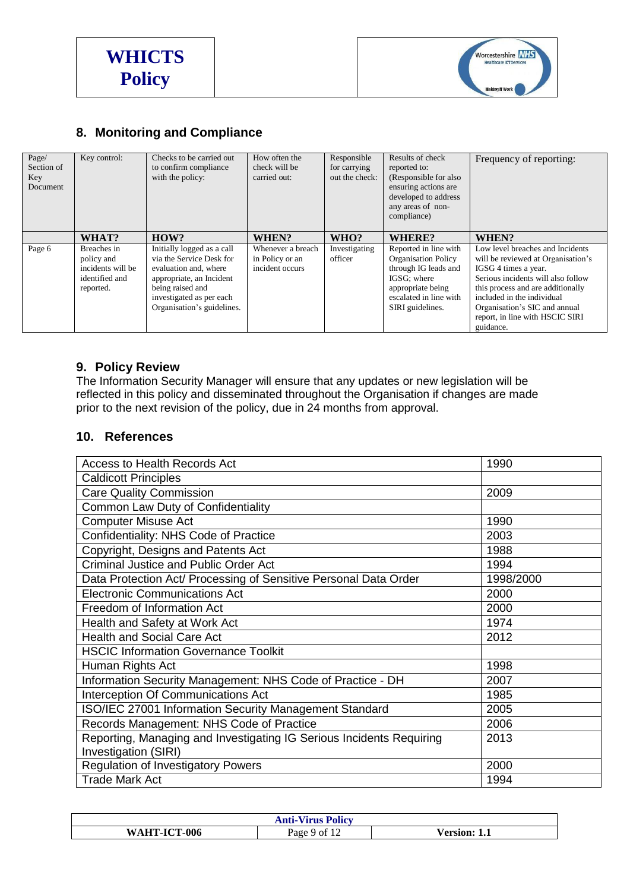## 8. Monitoring and Compliance

| Page/ Section of Key Document | Key control: | Checks to be carried out to confirm compliance with the policy: | How often the check will be carried out: | Responsible for carrying out the check: | Results of check reported to: (Responsible for also ensuring actions are developed to address any areas of non-compliance) | Frequency of reporting: |
|---|---|---|---|---|---|---|
| | **WHAT?** | **HOW?** | **WHEN?** | **WHO?** | **WHERE?** | **WHEN?** |
| Page 6 | Breaches in policy and incidents will be identified and reported. | Initially logged as a call via the Service Desk for evaluation and, where appropriate, an Incident being raised and investigated as per each Organisation's guidelines. | Whenever a breach in Policy or an incident occurs | Investigating officer | Reported in line with Organisation Policy through IG leads and IGSG; where appropriate being escalated in line with SIRI guidelines. | Low level breaches and Incidents will be reviewed at Organisation's IGSG 4 times a year. Serious incidents will also follow this process and are additionally included in the individual Organisation's SIC and annual report, in line with HSCIC SIRI guidance. |

## 9. Policy Review

The Information Security Manager will ensure that any updates or new legislation will be reflected in this policy and disseminated throughout the Organisation if changes are made prior to the next revision of the policy, due in 24 months from approval.

## 10. References

| | |
|---|---|
| Access to Health Records Act | 1990 |
| Caldicott Principles | |
| Care Quality Commission | 2009 |
| Common Law Duty of Confidentiality | |
| Computer Misuse Act | 1990 |
| Confidentiality: NHS Code of Practice | 2003 |
| Copyright, Designs and Patents Act | 1988 |
| Criminal Justice and Public Order Act | 1994 |
| Data Protection Act/ Processing of Sensitive Personal Data Order | 1998/2000 |
| Electronic Communications Act | 2000 |
| Freedom of Information Act | 2000 |
| Health and Safety at Work Act | 1974 |
| Health and Social Care Act | 2012 |
| HSCIC Information Governance Toolkit | |
| Human Rights Act | 1998 |
| Information Security Management: NHS Code of Practice - DH | 2007 |
| Interception Of Communications Act | 1985 |
| ISO/IEC 27001 Information Security Management Standard | 2005 |
| Records Management: NHS Code of Practice | 2006 |
| Reporting, Managing and Investigating IG Serious Incidents Requiring Investigation (SIRI) | 2013 |
| Regulation of Investigatory Powers | 2000 |
| Trade Mark Act | 1994 |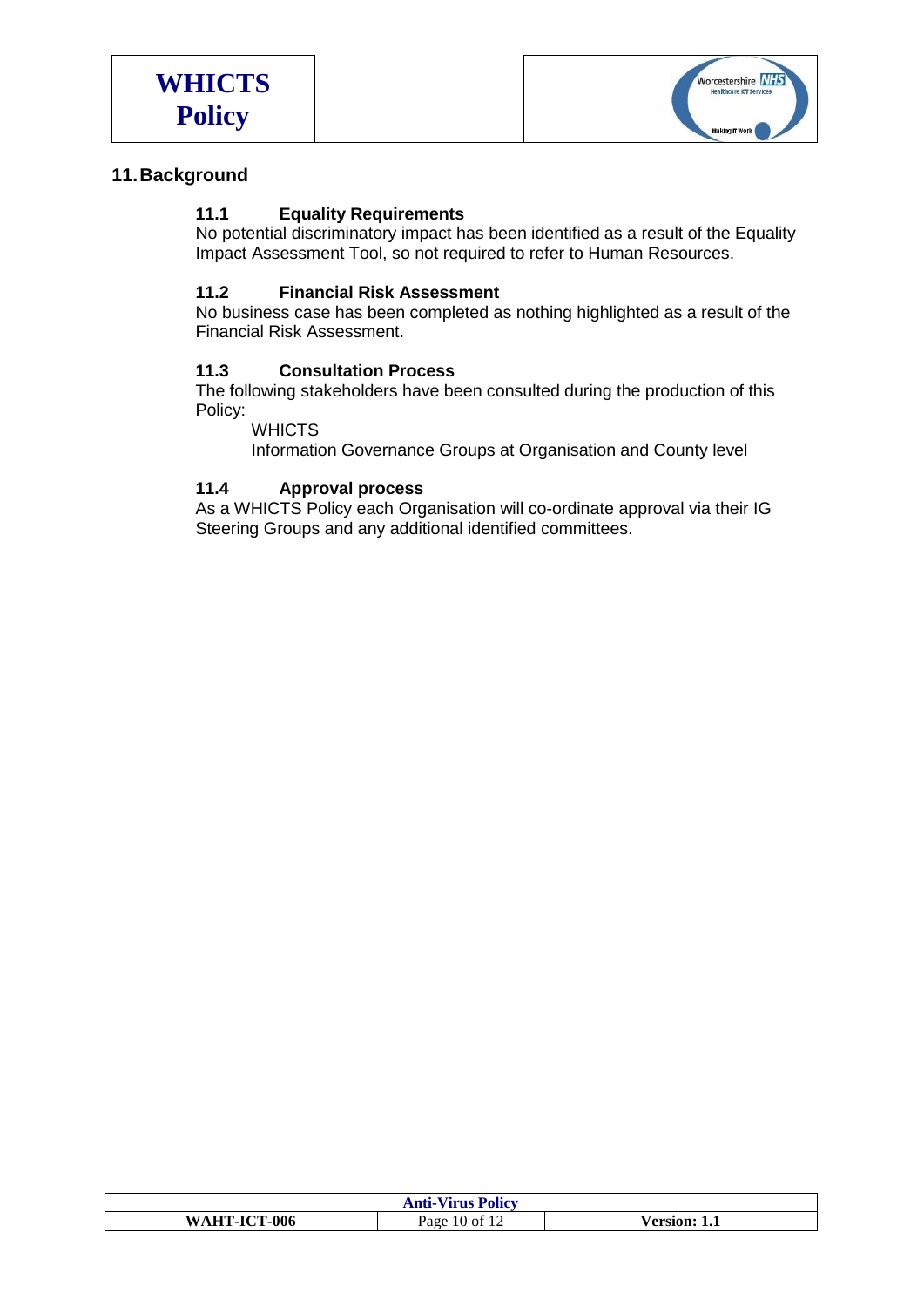## 11. Background

### 11.1 Equality Requirements

No potential discriminatory impact has been identified as a result of the Equality Impact Assessment Tool, so not required to refer to Human Resources.

### 11.2 Financial Risk Assessment

No business case has been completed as nothing highlighted as a result of the Financial Risk Assessment.

### 11.3 Consultation Process

The following stakeholders have been consulted during the production of this Policy:

- WHICTS
- Information Governance Groups at Organisation and County level

### 11.4 Approval process

As a WHICTS Policy each Organisation will co-ordinate approval via their IG Steering Groups and any additional identified committees.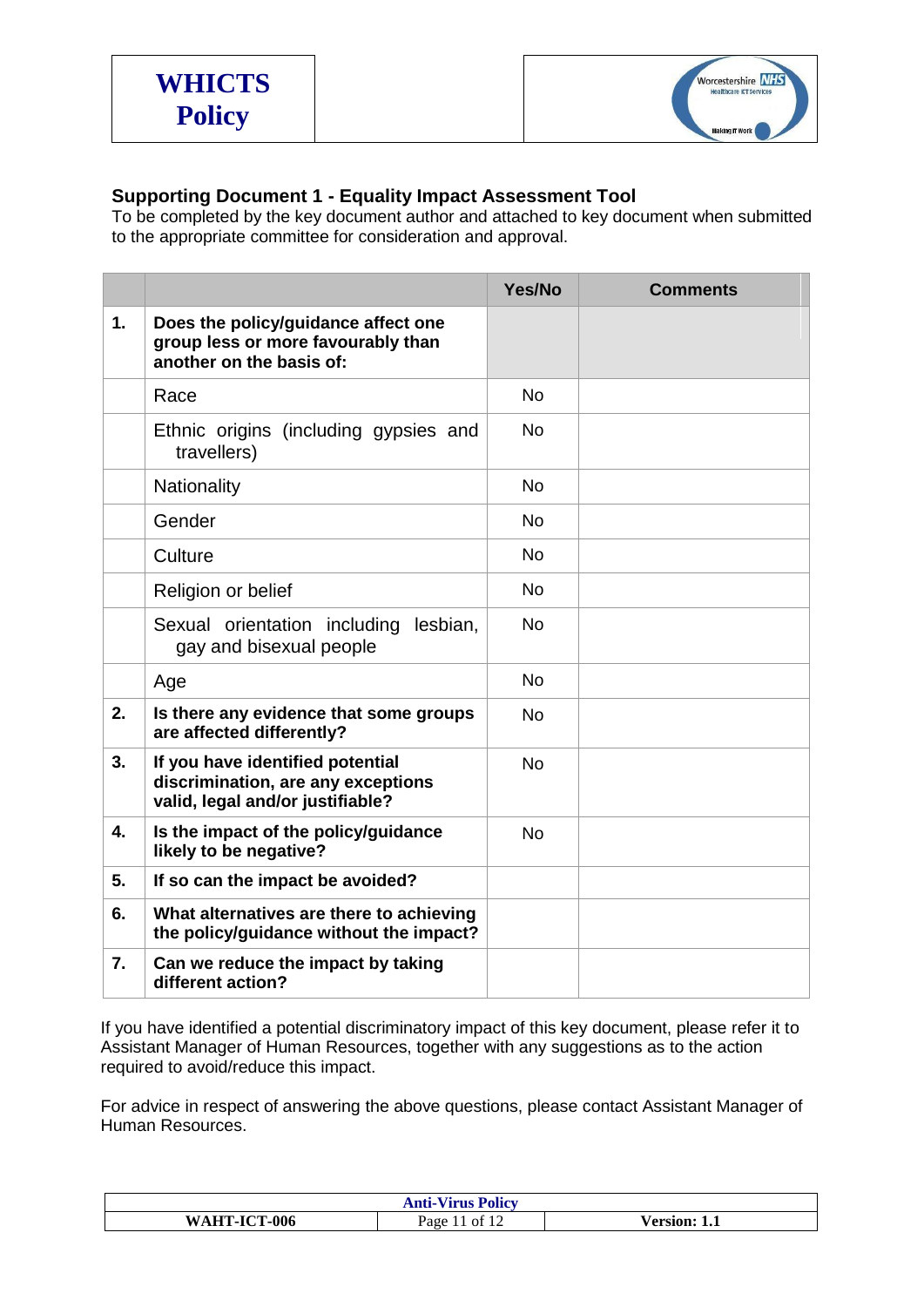## Supporting Document 1 - Equality Impact Assessment Tool

To be completed by the key document author and attached to key document when submitted to the appropriate committee for consideration and approval.

| | | Yes/No | Comments |
|---|---|---|---|
| **1.** | **Does the policy/guidance affect one group less or more favourably than another on the basis of:** | | |
| | Race | No | |
| | Ethnic origins (including gypsies and travellers) | No | |
| | Nationality | No | |
| | Gender | No | |
| | Culture | No | |
| | Religion or belief | No | |
| | Sexual orientation including lesbian, gay and bisexual people | No | |
| | Age | No | |
| **2.** | **Is there any evidence that some groups are affected differently?** | No | |
| **3.** | **If you have identified potential discrimination, are any exceptions valid, legal and/or justifiable?** | No | |
| **4.** | **Is the impact of the policy/guidance likely to be negative?** | No | |
| **5.** | **If so can the impact be avoided?** | | |
| **6.** | **What alternatives are there to achieving the policy/guidance without the impact?** | | |
| **7.** | **Can we reduce the impact by taking different action?** | | |

If you have identified a potential discriminatory impact of this key document, please refer it to Assistant Manager of Human Resources, together with any suggestions as to the action required to avoid/reduce this impact.

For advice in respect of answering the above questions, please contact Assistant Manager of Human Resources.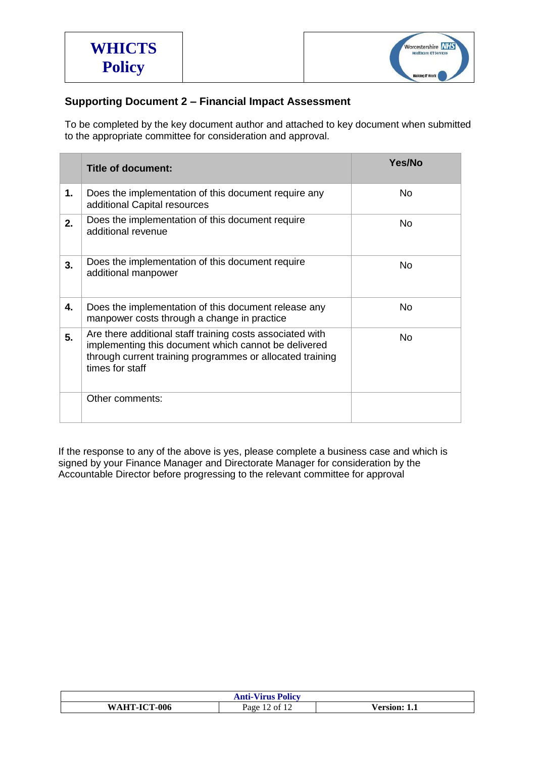## Supporting Document 2 – Financial Impact Assessment

To be completed by the key document author and attached to key document when submitted to the appropriate committee for consideration and approval.

| | Title of document: | Yes/No |
|---|---|---|
| 1. | Does the implementation of this document require any additional Capital resources | No |
| 2. | Does the implementation of this document require additional revenue | No |
| 3. | Does the implementation of this document require additional manpower | No |
| 4. | Does the implementation of this document release any manpower costs through a change in practice | No |
| 5. | Are there additional staff training costs associated with implementing this document which cannot be delivered through current training programmes or allocated training times for staff | No |
| | Other comments: | |

If the response to any of the above is yes, please complete a business case and which is signed by your Finance Manager and Directorate Manager for consideration by the Accountable Director before progressing to the relevant committee for approval